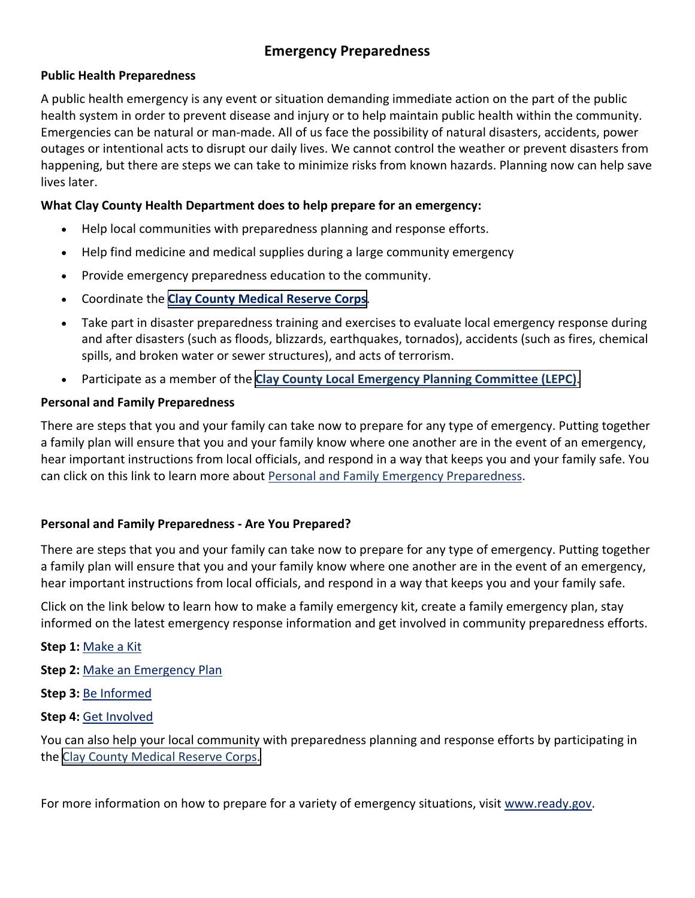# Emergency Preparedness

## Public Health Preparedness

A public health emergency is any event or situation demanding immediate action on the part of the public health system in order to prevent disease and injury or to help maintain public health within the community. Emergencies can be natural or man-made. All of us face the possibility of natural disasters, accidents, power outages or intentional acts to disrupt our daily lives. We cannot control the weather or prevent disasters from happening, but there are steps we can take to minimize risks from known hazards. Planning now can help save lives later.

### What Clay County Health Department does to help prepare for an emergency:

- Help local communities with preparedness planning and response efforts.
- Help find medicine and medical supplies during a large community emergency
- Provide emergency preparedness education to the community.
- Coordinate the **Clay County Medical Reserve Corps**.
- Take part in disaster preparedness training and exercises to evaluate local emergency response during and after disasters (such as floods, blizzards, earthquakes, tornados), accidents (such as fires, chemical spills, and broken water or sewer structures), and acts of terrorism.
- Participate as a member of the **Clay County Local Emergency Planning Committee (LEPC)**.

## Personal and Family Preparedness

There are steps that you and your family can take now to prepare for any type of emergency. Putting together a family plan will ensure that you and your family know where one another are in the event of an emergency, hear important instructions from local officials, and respond in a way that keeps you and your family safe. You can click on this link to learn more about Personal and Family Emergency Preparedness.

## Personal and Family Preparedness - Are You Prepared?

There are steps that you and your family can take now to prepare for any type of emergency. Putting together a family plan will ensure that you and your family know where one another are in the event of an emergency, hear important instructions from local officials, and respond in a way that keeps you and your family safe.

Click on the link below to learn how to make a family emergency kit, create a family emergency plan, stay informed on the latest emergency response information and get involved in community preparedness efforts.

**Step 1:** Make a Kit

**Step 2:** Make an Emergency Plan

**Step 3:** Be Informed

**Step 4:** Get Involved

You can also help your local community with preparedness planning and response efforts by participating in the Clay County Medical Reserve Corps.

For more information on how to prepare for a variety of emergency situations, visit www.ready.gov.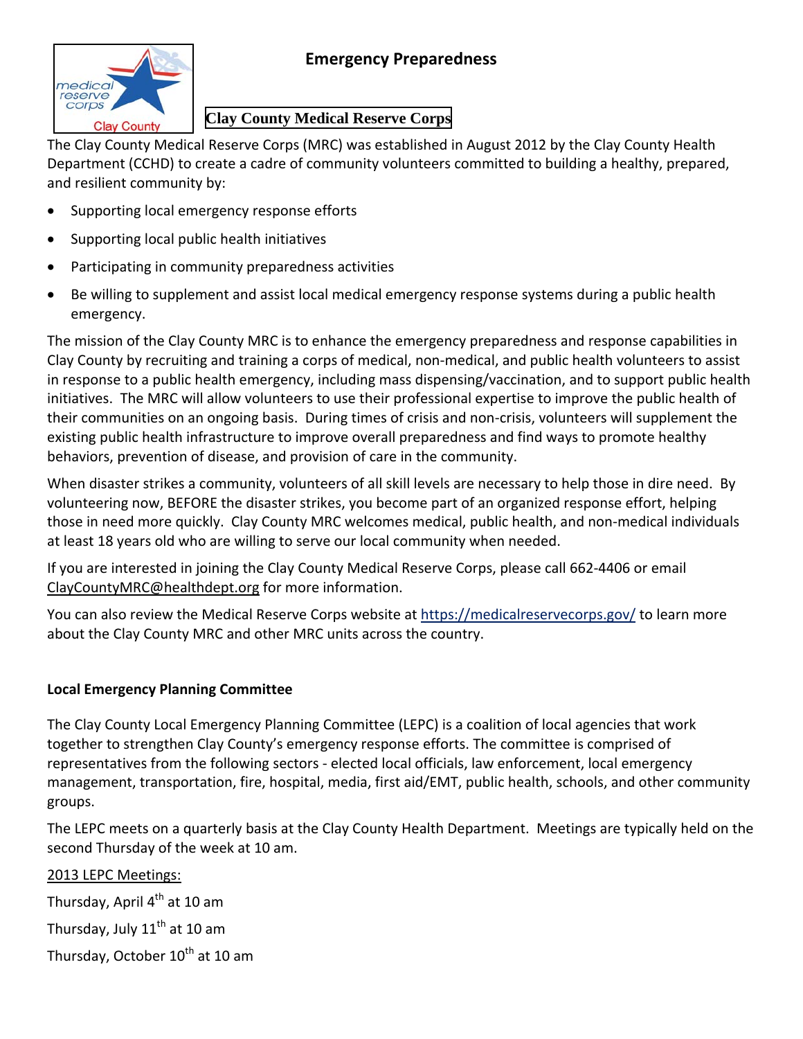# Emergency Preparedness

## Clay County Medical Reserve Corps

The Clay County Medical Reserve Corps (MRC) was established in August 2012 by the Clay County Health Department (CCHD) to create a cadre of community volunteers committed to building a healthy, prepared, and resilient community by:

- Supporting local emergency response efforts
- Supporting local public health initiatives
- Participating in community preparedness activities
- Be willing to supplement and assist local medical emergency response systems during a public health emergency.

The mission of the Clay County MRC is to enhance the emergency preparedness and response capabilities in Clay County by recruiting and training a corps of medical, non-medical, and public health volunteers to assist in response to a public health emergency, including mass dispensing/vaccination, and to support public health initiatives. The MRC will allow volunteers to use their professional expertise to improve the public health of their communities on an ongoing basis. During times of crisis and non-crisis, volunteers will supplement the existing public health infrastructure to improve overall preparedness and find ways to promote healthy behaviors, prevention of disease, and provision of care in the community.

When disaster strikes a community, volunteers of all skill levels are necessary to help those in dire need. By volunteering now, BEFORE the disaster strikes, you become part of an organized response effort, helping those in need more quickly. Clay County MRC welcomes medical, public health, and non-medical individuals at least 18 years old who are willing to serve our local community when needed.

If you are interested in joining the Clay County Medical Reserve Corps, please call 662-4406 or email ClayCountyMRC@healthdept.org for more information.

You can also review the Medical Reserve Corps website at https://medicalreservecorps.gov/ to learn more about the Clay County MRC and other MRC units across the country.

### Local Emergency Planning Committee

The Clay County Local Emergency Planning Committee (LEPC) is a coalition of local agencies that work together to strengthen Clay County's emergency response efforts. The committee is comprised of representatives from the following sectors - elected local officials, law enforcement, local emergency management, transportation, fire, hospital, media, first aid/EMT, public health, schools, and other community groups.

The LEPC meets on a quarterly basis at the Clay County Health Department. Meetings are typically held on the second Thursday of the week at 10 am.

2013 LEPC Meetings:

Thursday, April 4th at 10 am

Thursday, July 11th at 10 am

Thursday, October 10th at 10 am